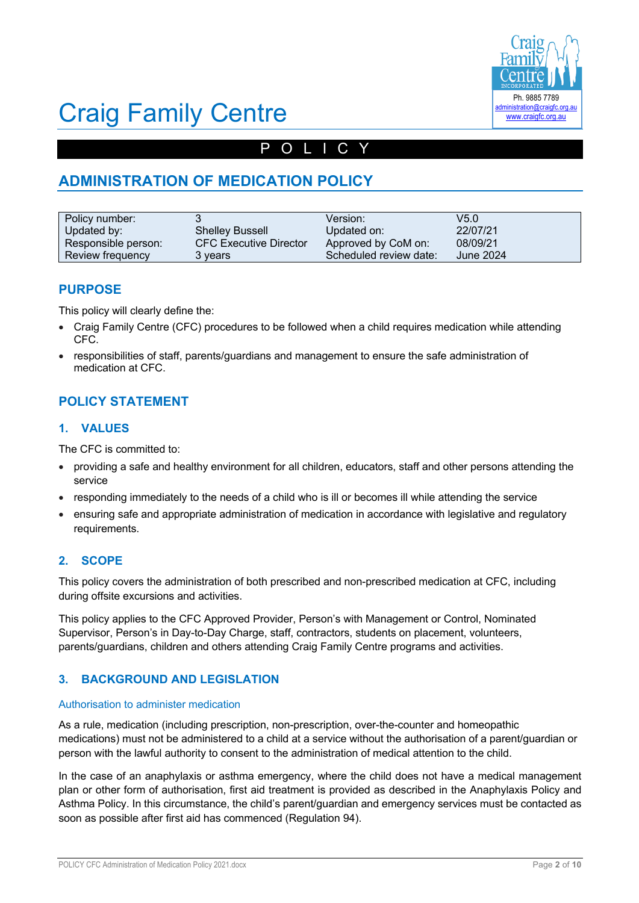# Craig Family Centre

Ph. 9885 7789
administration@craigfc.org.au
www.craigfc.org.au

P O L I C Y

## ADMINISTRATION OF MEDICATION POLICY

| Policy number: | 3 | Version: | V5.0 |
|---|---|---|---|
| Updated by: | Shelley Bussell | Updated on: | 22/07/21 |
| Responsible person: | CFC Executive Director | Approved by CoM on: | 08/09/21 |
| Review frequency | 3 years | Scheduled review date: | June 2024 |

### PURPOSE

This policy will clearly define the:

- Craig Family Centre (CFC) procedures to be followed when a child requires medication while attending CFC.
- responsibilities of staff, parents/guardians and management to ensure the safe administration of medication at CFC.

### POLICY STATEMENT

### 1. VALUES

The CFC is committed to:

- providing a safe and healthy environment for all children, educators, staff and other persons attending the service
- responding immediately to the needs of a child who is ill or becomes ill while attending the service
- ensuring safe and appropriate administration of medication in accordance with legislative and regulatory requirements.

### 2. SCOPE

This policy covers the administration of both prescribed and non-prescribed medication at CFC, including during offsite excursions and activities.

This policy applies to the CFC Approved Provider, Person's with Management or Control, Nominated Supervisor, Person's in Day-to-Day Charge, staff, contractors, students on placement, volunteers, parents/guardians, children and others attending Craig Family Centre programs and activities.

### 3. BACKGROUND AND LEGISLATION

#### Authorisation to administer medication

As a rule, medication (including prescription, non-prescription, over-the-counter and homeopathic medications) must not be administered to a child at a service without the authorisation of a parent/guardian or person with the lawful authority to consent to the administration of medical attention to the child.

In the case of an anaphylaxis or asthma emergency, where the child does not have a medical management plan or other form of authorisation, first aid treatment is provided as described in the Anaphylaxis Policy and Asthma Policy. In this circumstance, the child's parent/guardian and emergency services must be contacted as soon as possible after first aid has commenced (Regulation 94).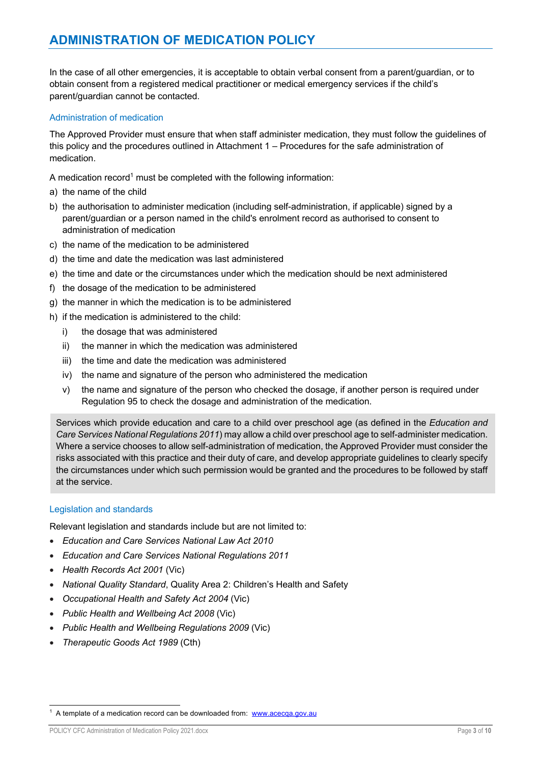In the case of all other emergencies, it is acceptable to obtain verbal consent from a parent/guardian, or to obtain consent from a registered medical practitioner or medical emergency services if the child's parent/guardian cannot be contacted.

### Administration of medication

The Approved Provider must ensure that when staff administer medication, they must follow the guidelines of this policy and the procedures outlined in Attachment 1 – Procedures for the safe administration of medication.

A medication record[1] must be completed with the following information:

a) the name of the child
b) the authorisation to administer medication (including self-administration, if applicable) signed by a parent/guardian or a person named in the child's enrolment record as authorised to consent to administration of medication
c) the name of the medication to be administered
d) the time and date the medication was last administered
e) the time and date or the circumstances under which the medication should be next administered
f) the dosage of the medication to be administered
g) the manner in which the medication is to be administered
h) if the medication is administered to the child:
   i) the dosage that was administered
   ii) the manner in which the medication was administered
   iii) the time and date the medication was administered
   iv) the name and signature of the person who administered the medication
   v) the name and signature of the person who checked the dosage, if another person is required under Regulation 95 to check the dosage and administration of the medication.

> Services which provide education and care to a child over preschool age (as defined in the *Education and Care Services National Regulations 2011*) may allow a child over preschool age to self-administer medication. Where a service chooses to allow self-administration of medication, the Approved Provider must consider the risks associated with this practice and their duty of care, and develop appropriate guidelines to clearly specify the circumstances under which such permission would be granted and the procedures to be followed by staff at the service.

### Legislation and standards

Relevant legislation and standards include but are not limited to:

- *Education and Care Services National Law Act 2010*
- *Education and Care Services National Regulations 2011*
- *Health Records Act 2001* (Vic)
- *National Quality Standard*, Quality Area 2: Children's Health and Safety
- *Occupational Health and Safety Act 2004* (Vic)
- *Public Health and Wellbeing Act 2008* (Vic)
- *Public Health and Wellbeing Regulations 2009* (Vic)
- *Therapeutic Goods Act 1989* (Cth)

---

[1] A template of a medication record can be downloaded from: www.acecqa.gov.au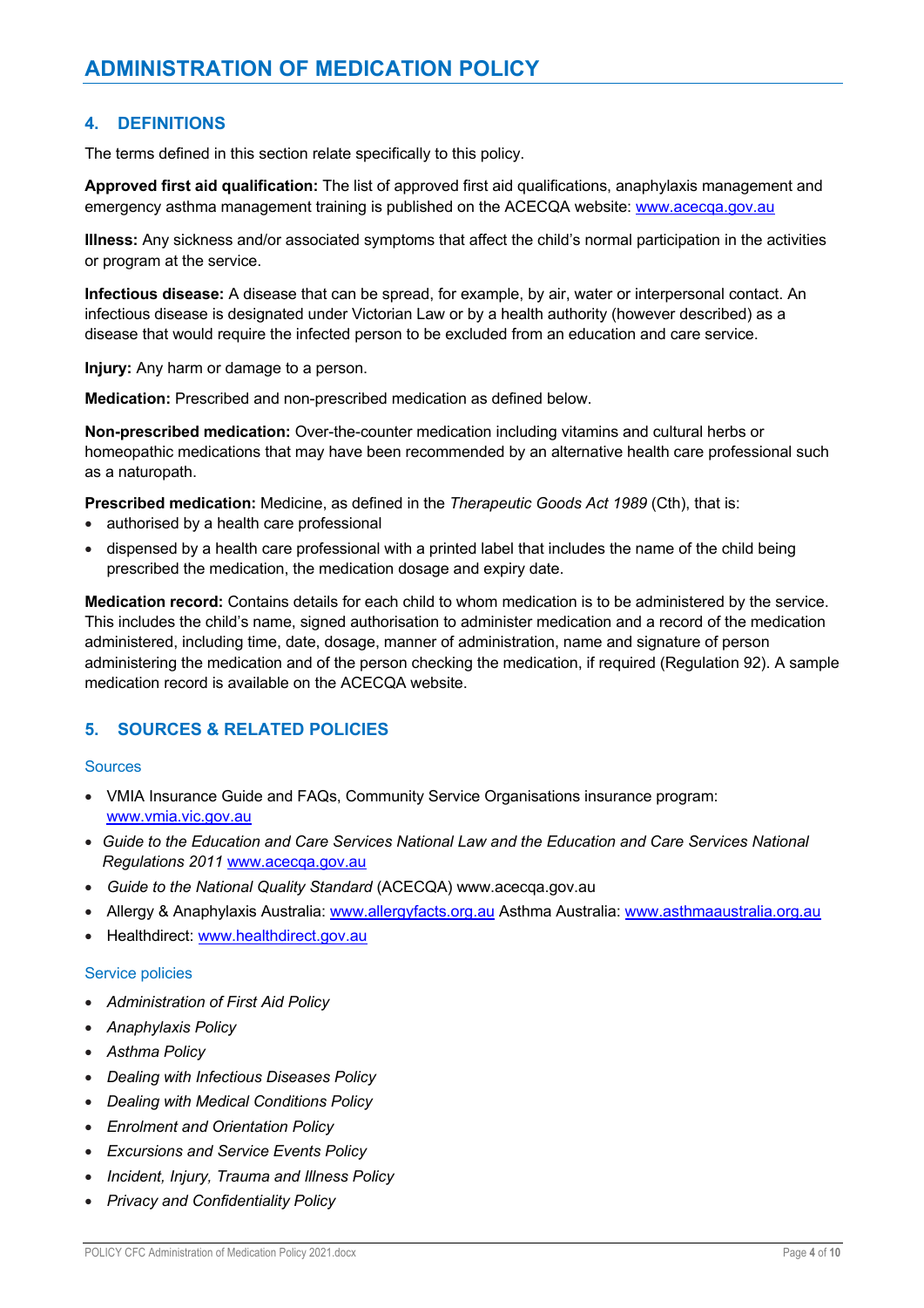## 4. DEFINITIONS

The terms defined in this section relate specifically to this policy.

**Approved first aid qualification:** The list of approved first aid qualifications, anaphylaxis management and emergency asthma management training is published on the ACECQA website: www.acecqa.gov.au

**Illness:** Any sickness and/or associated symptoms that affect the child's normal participation in the activities or program at the service.

**Infectious disease:** A disease that can be spread, for example, by air, water or interpersonal contact. An infectious disease is designated under Victorian Law or by a health authority (however described) as a disease that would require the infected person to be excluded from an education and care service.

**Injury:** Any harm or damage to a person.

**Medication:** Prescribed and non-prescribed medication as defined below.

**Non-prescribed medication:** Over-the-counter medication including vitamins and cultural herbs or homeopathic medications that may have been recommended by an alternative health care professional such as a naturopath.

**Prescribed medication:** Medicine, as defined in the *Therapeutic Goods Act 1989* (Cth), that is:

- authorised by a health care professional
- dispensed by a health care professional with a printed label that includes the name of the child being prescribed the medication, the medication dosage and expiry date.

**Medication record:** Contains details for each child to whom medication is to be administered by the service. This includes the child's name, signed authorisation to administer medication and a record of the medication administered, including time, date, dosage, manner of administration, name and signature of person administering the medication and of the person checking the medication, if required (Regulation 92). A sample medication record is available on the ACECQA website.

## 5. SOURCES & RELATED POLICIES

### Sources

- VMIA Insurance Guide and FAQs, Community Service Organisations insurance program: www.vmia.vic.gov.au
- *Guide to the Education and Care Services National Law and the Education and Care Services National Regulations 2011* www.acecqa.gov.au
- *Guide to the National Quality Standard* (ACECQA) www.acecqa.gov.au
- Allergy & Anaphylaxis Australia: www.allergyfacts.org.au Asthma Australia: www.asthmaaustralia.org.au
- Healthdirect: www.healthdirect.gov.au

### Service policies

- *Administration of First Aid Policy*
- *Anaphylaxis Policy*
- *Asthma Policy*
- *Dealing with Infectious Diseases Policy*
- *Dealing with Medical Conditions Policy*
- *Enrolment and Orientation Policy*
- *Excursions and Service Events Policy*
- *Incident, Injury, Trauma and Illness Policy*
- *Privacy and Confidentiality Policy*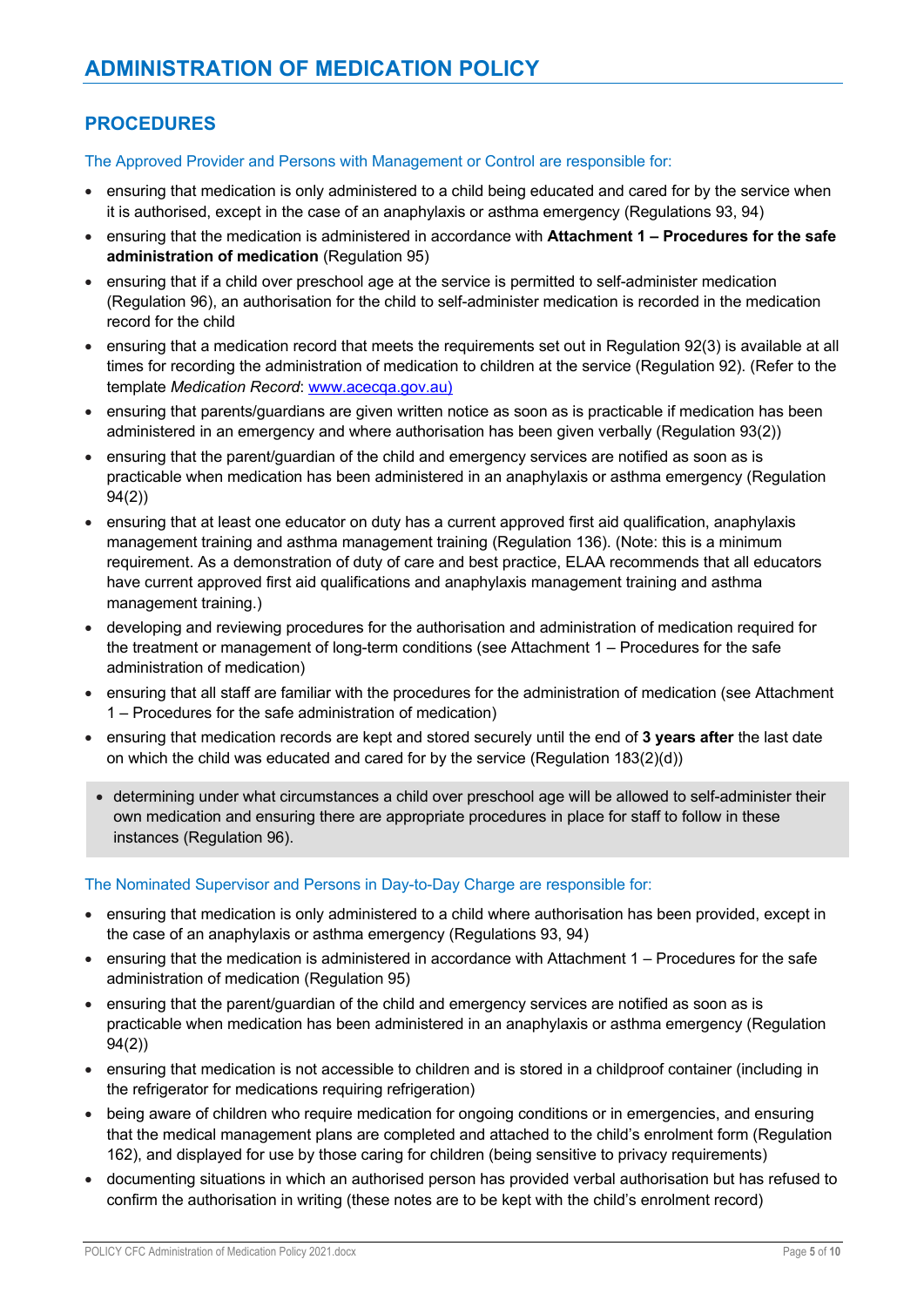# ADMINISTRATION OF MEDICATION POLICY

## PROCEDURES

The Approved Provider and Persons with Management or Control are responsible for:

- ensuring that medication is only administered to a child being educated and cared for by the service when it is authorised, except in the case of an anaphylaxis or asthma emergency (Regulations 93, 94)
- ensuring that the medication is administered in accordance with **Attachment 1 – Procedures for the safe administration of medication** (Regulation 95)
- ensuring that if a child over preschool age at the service is permitted to self-administer medication (Regulation 96), an authorisation for the child to self-administer medication is recorded in the medication record for the child
- ensuring that a medication record that meets the requirements set out in Regulation 92(3) is available at all times for recording the administration of medication to children at the service (Regulation 92). (Refer to the template *Medication Record*: www.acecqa.gov.au)
- ensuring that parents/guardians are given written notice as soon as is practicable if medication has been administered in an emergency and where authorisation has been given verbally (Regulation 93(2))
- ensuring that the parent/guardian of the child and emergency services are notified as soon as is practicable when medication has been administered in an anaphylaxis or asthma emergency (Regulation 94(2))
- ensuring that at least one educator on duty has a current approved first aid qualification, anaphylaxis management training and asthma management training (Regulation 136). (Note: this is a minimum requirement. As a demonstration of duty of care and best practice, ELAA recommends that all educators have current approved first aid qualifications and anaphylaxis management training and asthma management training.)
- developing and reviewing procedures for the authorisation and administration of medication required for the treatment or management of long-term conditions (see Attachment 1 – Procedures for the safe administration of medication)
- ensuring that all staff are familiar with the procedures for the administration of medication (see Attachment 1 – Procedures for the safe administration of medication)
- ensuring that medication records are kept and stored securely until the end of **3 years after** the last date on which the child was educated and cared for by the service (Regulation 183(2)(d))
- determining under what circumstances a child over preschool age will be allowed to self-administer their own medication and ensuring there are appropriate procedures in place for staff to follow in these instances (Regulation 96).

The Nominated Supervisor and Persons in Day-to-Day Charge are responsible for:

- ensuring that medication is only administered to a child where authorisation has been provided, except in the case of an anaphylaxis or asthma emergency (Regulations 93, 94)
- ensuring that the medication is administered in accordance with Attachment 1 – Procedures for the safe administration of medication (Regulation 95)
- ensuring that the parent/guardian of the child and emergency services are notified as soon as is practicable when medication has been administered in an anaphylaxis or asthma emergency (Regulation 94(2))
- ensuring that medication is not accessible to children and is stored in a childproof container (including in the refrigerator for medications requiring refrigeration)
- being aware of children who require medication for ongoing conditions or in emergencies, and ensuring that the medical management plans are completed and attached to the child's enrolment form (Regulation 162), and displayed for use by those caring for children (being sensitive to privacy requirements)
- documenting situations in which an authorised person has provided verbal authorisation but has refused to confirm the authorisation in writing (these notes are to be kept with the child's enrolment record)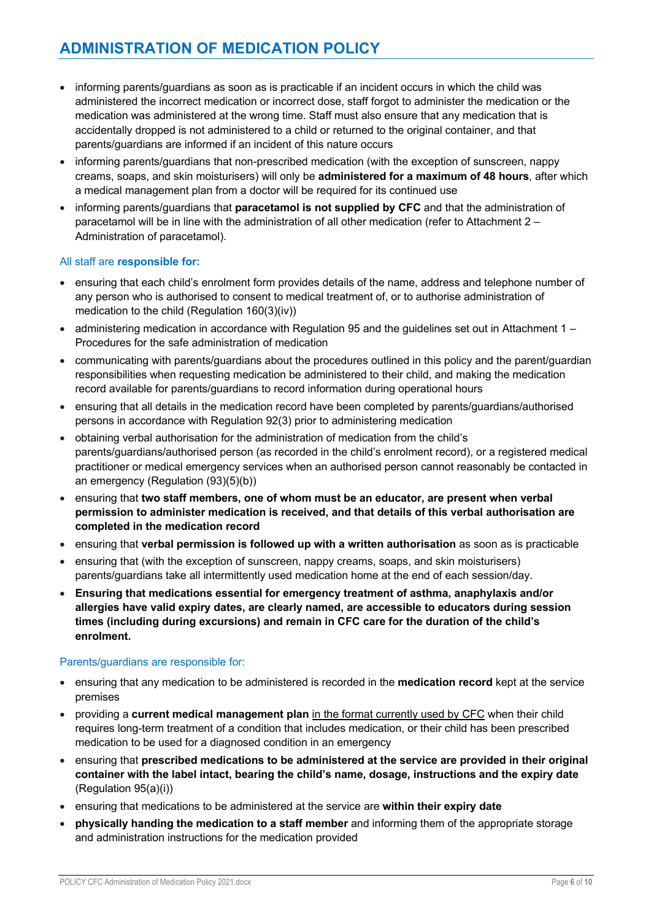- informing parents/guardians as soon as is practicable if an incident occurs in which the child was administered the incorrect medication or incorrect dose, staff forgot to administer the medication or the medication was administered at the wrong time. Staff must also ensure that any medication that is accidentally dropped is not administered to a child or returned to the original container, and that parents/guardians are informed if an incident of this nature occurs
- informing parents/guardians that non-prescribed medication (with the exception of sunscreen, nappy creams, soaps, and skin moisturisers) will only be **administered for a maximum of 48 hours**, after which a medical management plan from a doctor will be required for its continued use
- informing parents/guardians that **paracetamol is not supplied by CFC** and that the administration of paracetamol will be in line with the administration of all other medication (refer to Attachment 2 – Administration of paracetamol).

### All staff are **responsible for:**

- ensuring that each child's enrolment form provides details of the name, address and telephone number of any person who is authorised to consent to medical treatment of, or to authorise administration of medication to the child (Regulation 160(3)(iv))
- administering medication in accordance with Regulation 95 and the guidelines set out in Attachment 1 – Procedures for the safe administration of medication
- communicating with parents/guardians about the procedures outlined in this policy and the parent/guardian responsibilities when requesting medication be administered to their child, and making the medication record available for parents/guardians to record information during operational hours
- ensuring that all details in the medication record have been completed by parents/guardians/authorised persons in accordance with Regulation 92(3) prior to administering medication
- obtaining verbal authorisation for the administration of medication from the child's parents/guardians/authorised person (as recorded in the child's enrolment record), or a registered medical practitioner or medical emergency services when an authorised person cannot reasonably be contacted in an emergency (Regulation (93)(5)(b))
- ensuring that **two staff members, one of whom must be an educator, are present when verbal permission to administer medication is received, and that details of this verbal authorisation are completed in the medication record**
- ensuring that **verbal permission is followed up with a written authorisation** as soon as is practicable
- ensuring that (with the exception of sunscreen, nappy creams, soaps, and skin moisturisers) parents/guardians take all intermittently used medication home at the end of each session/day.
- **Ensuring that medications essential for emergency treatment of asthma, anaphylaxis and/or allergies have valid expiry dates, are clearly named, are accessible to educators during session times (including during excursions) and remain in CFC care for the duration of the child's enrolment.**

### Parents/guardians are responsible for:

- ensuring that any medication to be administered is recorded in the **medication record** kept at the service premises
- providing a **current medical management plan** <u>in the format currently used by CFC</u> when their child requires long-term treatment of a condition that includes medication, or their child has been prescribed medication to be used for a diagnosed condition in an emergency
- ensuring that **prescribed medications to be administered at the service are provided in their original container with the label intact, bearing the child's name, dosage, instructions and the expiry date** (Regulation 95(a)(i))
- ensuring that medications to be administered at the service are **within their expiry date**
- **physically handing the medication to a staff member** and informing them of the appropriate storage and administration instructions for the medication provided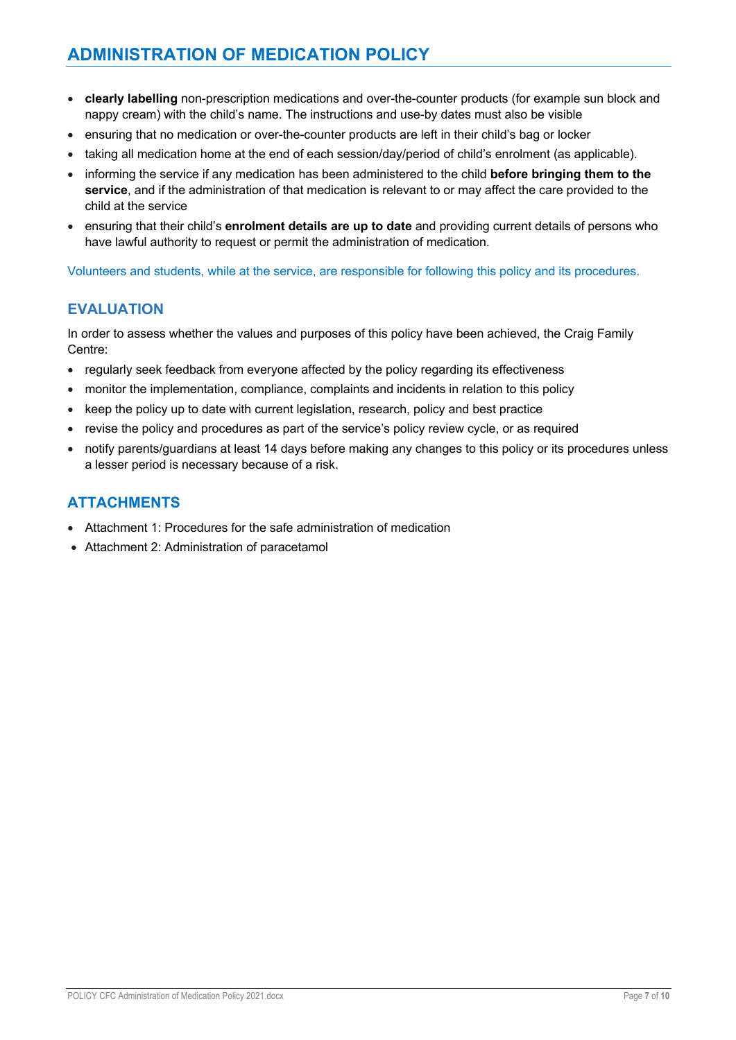- **clearly labelling** non-prescription medications and over-the-counter products (for example sun block and nappy cream) with the child's name. The instructions and use-by dates must also be visible
- ensuring that no medication or over-the-counter products are left in their child's bag or locker
- taking all medication home at the end of each session/day/period of child's enrolment (as applicable).
- informing the service if any medication has been administered to the child **before bringing them to the service**, and if the administration of that medication is relevant to or may affect the care provided to the child at the service
- ensuring that their child's **enrolment details are up to date** and providing current details of persons who have lawful authority to request or permit the administration of medication.

Volunteers and students, while at the service, are responsible for following this policy and its procedures.

## EVALUATION

In order to assess whether the values and purposes of this policy have been achieved, the Craig Family Centre:

- regularly seek feedback from everyone affected by the policy regarding its effectiveness
- monitor the implementation, compliance, complaints and incidents in relation to this policy
- keep the policy up to date with current legislation, research, policy and best practice
- revise the policy and procedures as part of the service's policy review cycle, or as required
- notify parents/guardians at least 14 days before making any changes to this policy or its procedures unless a lesser period is necessary because of a risk.

## ATTACHMENTS

- Attachment 1: Procedures for the safe administration of medication
- Attachment 2: Administration of paracetamol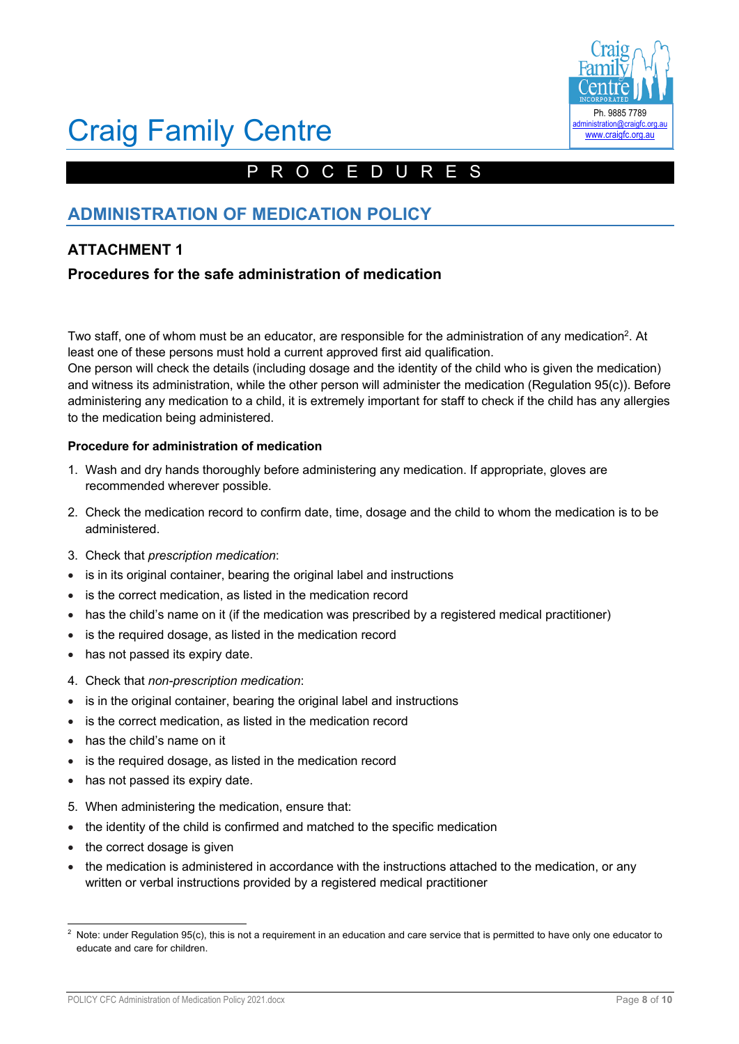# Craig Family Centre

PROCEDURES

## ADMINISTRATION OF MEDICATION POLICY

### ATTACHMENT 1

### Procedures for the safe administration of medication

Two staff, one of whom must be an educator, are responsible for the administration of any medication[2]. At least one of these persons must hold a current approved first aid qualification.
One person will check the details (including dosage and the identity of the child who is given the medication) and witness its administration, while the other person will administer the medication (Regulation 95(c)). Before administering any medication to a child, it is extremely important for staff to check if the child has any allergies to the medication being administered.

**Procedure for administration of medication**

1. Wash and dry hands thoroughly before administering any medication. If appropriate, gloves are recommended wherever possible.
2. Check the medication record to confirm date, time, dosage and the child to whom the medication is to be administered.
3. Check that *prescription medication*:
   - is in its original container, bearing the original label and instructions
   - is the correct medication, as listed in the medication record
   - has the child's name on it (if the medication was prescribed by a registered medical practitioner)
   - is the required dosage, as listed in the medication record
   - has not passed its expiry date.
4. Check that *non-prescription medication*:
   - is in the original container, bearing the original label and instructions
   - is the correct medication, as listed in the medication record
   - has the child's name on it
   - is the required dosage, as listed in the medication record
   - has not passed its expiry date.
5. When administering the medication, ensure that:
   - the identity of the child is confirmed and matched to the specific medication
   - the correct dosage is given
   - the medication is administered in accordance with the instructions attached to the medication, or any written or verbal instructions provided by a registered medical practitioner

[2] Note: under Regulation 95(c), this is not a requirement in an education and care service that is permitted to have only one educator to educate and care for children.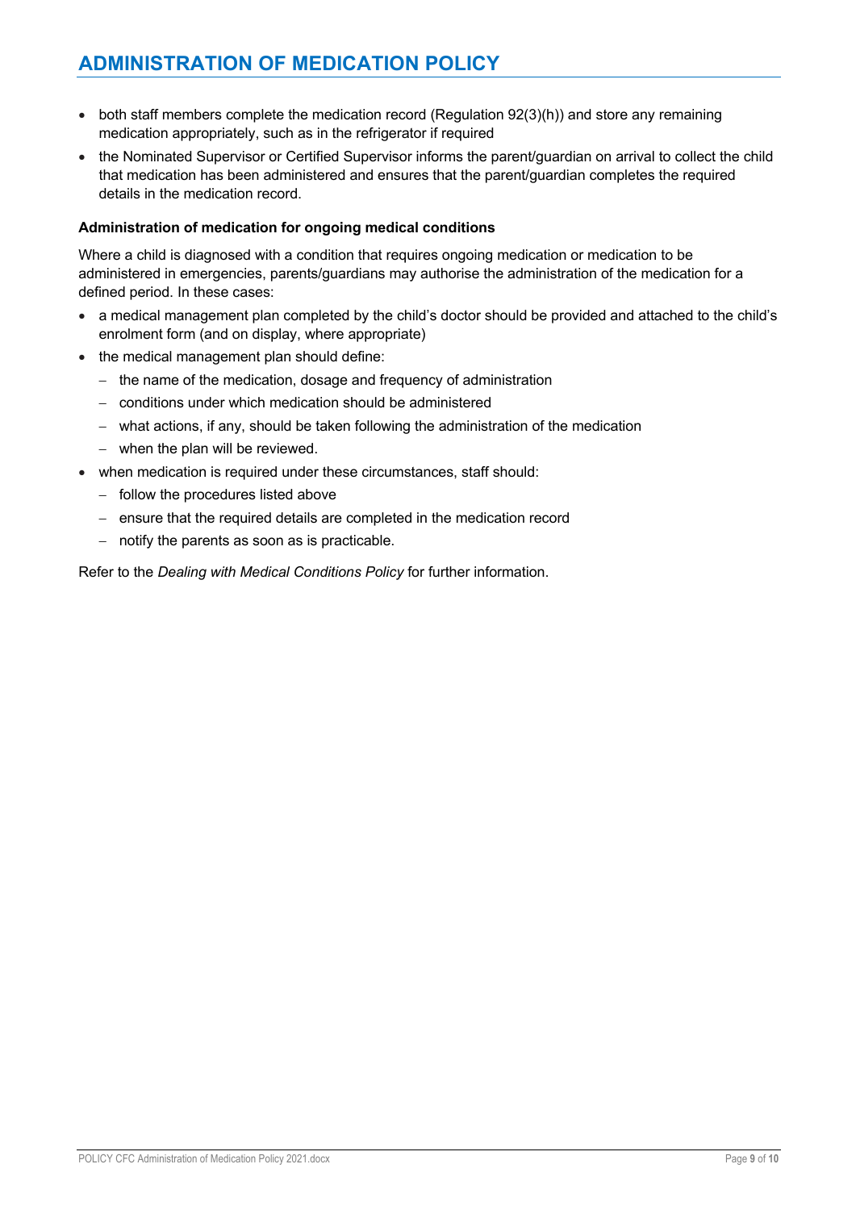- both staff members complete the medication record (Regulation 92(3)(h)) and store any remaining medication appropriately, such as in the refrigerator if required
- the Nominated Supervisor or Certified Supervisor informs the parent/guardian on arrival to collect the child that medication has been administered and ensures that the parent/guardian completes the required details in the medication record.

**Administration of medication for ongoing medical conditions**

Where a child is diagnosed with a condition that requires ongoing medication or medication to be administered in emergencies, parents/guardians may authorise the administration of the medication for a defined period. In these cases:

- a medical management plan completed by the child's doctor should be provided and attached to the child's enrolment form (and on display, where appropriate)
- the medical management plan should define:
  - the name of the medication, dosage and frequency of administration
  - conditions under which medication should be administered
  - what actions, if any, should be taken following the administration of the medication
  - when the plan will be reviewed.
- when medication is required under these circumstances, staff should:
  - follow the procedures listed above
  - ensure that the required details are completed in the medication record
  - notify the parents as soon as is practicable.

Refer to the *Dealing with Medical Conditions Policy* for further information.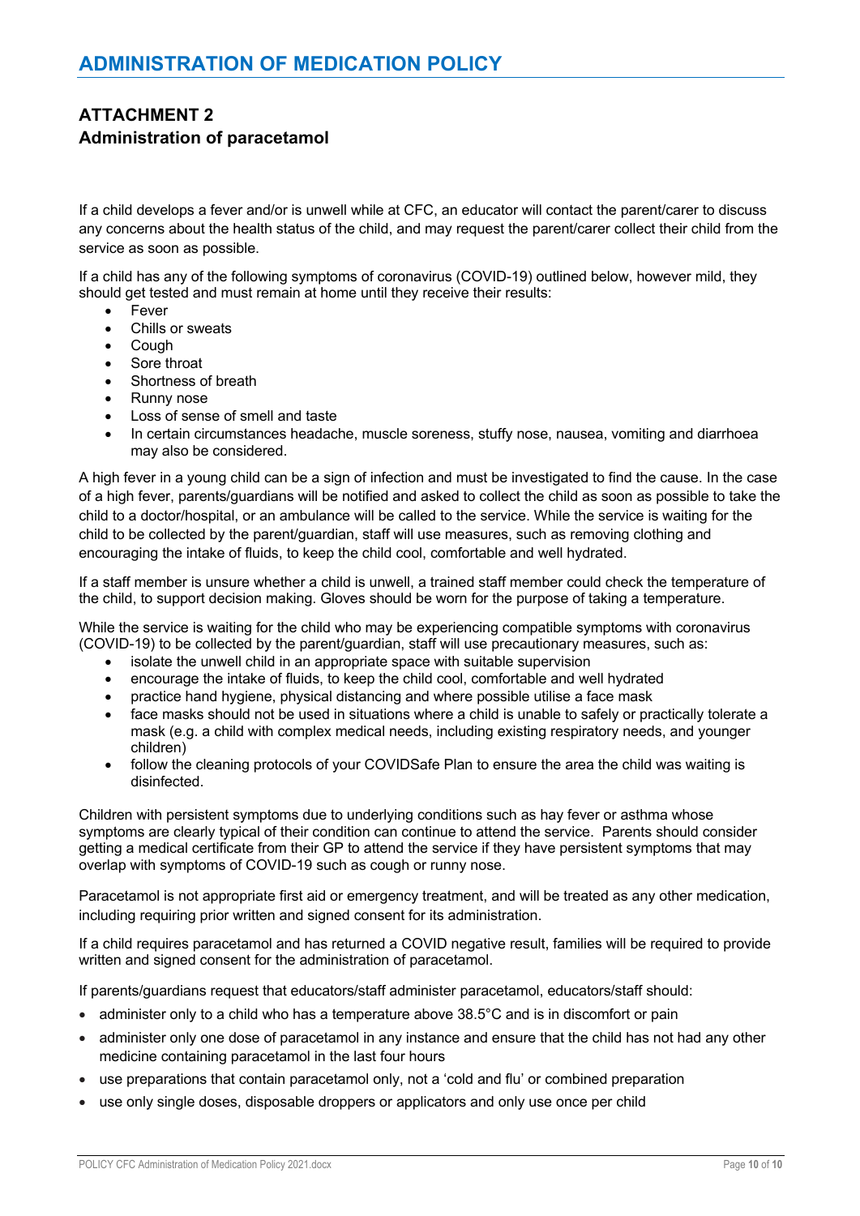# ADMINISTRATION OF MEDICATION POLICY

## ATTACHMENT 2
## Administration of paracetamol

If a child develops a fever and/or is unwell while at CFC, an educator will contact the parent/carer to discuss any concerns about the health status of the child, and may request the parent/carer collect their child from the service as soon as possible.

If a child has any of the following symptoms of coronavirus (COVID-19) outlined below, however mild, they should get tested and must remain at home until they receive their results:

- Fever
- Chills or sweats
- Cough
- Sore throat
- Shortness of breath
- Runny nose
- Loss of sense of smell and taste
- In certain circumstances headache, muscle soreness, stuffy nose, nausea, vomiting and diarrhoea may also be considered.

A high fever in a young child can be a sign of infection and must be investigated to find the cause. In the case of a high fever, parents/guardians will be notified and asked to collect the child as soon as possible to take the child to a doctor/hospital, or an ambulance will be called to the service. While the service is waiting for the child to be collected by the parent/guardian, staff will use measures, such as removing clothing and encouraging the intake of fluids, to keep the child cool, comfortable and well hydrated.

If a staff member is unsure whether a child is unwell, a trained staff member could check the temperature of the child, to support decision making. Gloves should be worn for the purpose of taking a temperature.

While the service is waiting for the child who may be experiencing compatible symptoms with coronavirus (COVID-19) to be collected by the parent/guardian, staff will use precautionary measures, such as:

- isolate the unwell child in an appropriate space with suitable supervision
- encourage the intake of fluids, to keep the child cool, comfortable and well hydrated
- practice hand hygiene, physical distancing and where possible utilise a face mask
- face masks should not be used in situations where a child is unable to safely or practically tolerate a mask (e.g. a child with complex medical needs, including existing respiratory needs, and younger children)
- follow the cleaning protocols of your COVIDSafe Plan to ensure the area the child was waiting is disinfected.

Children with persistent symptoms due to underlying conditions such as hay fever or asthma whose symptoms are clearly typical of their condition can continue to attend the service. Parents should consider getting a medical certificate from their GP to attend the service if they have persistent symptoms that may overlap with symptoms of COVID-19 such as cough or runny nose.

Paracetamol is not appropriate first aid or emergency treatment, and will be treated as any other medication, including requiring prior written and signed consent for its administration.

If a child requires paracetamol and has returned a COVID negative result, families will be required to provide written and signed consent for the administration of paracetamol.

If parents/guardians request that educators/staff administer paracetamol, educators/staff should:

- administer only to a child who has a temperature above 38.5°C and is in discomfort or pain
- administer only one dose of paracetamol in any instance and ensure that the child has not had any other medicine containing paracetamol in the last four hours
- use preparations that contain paracetamol only, not a 'cold and flu' or combined preparation
- use only single doses, disposable droppers or applicators and only use once per child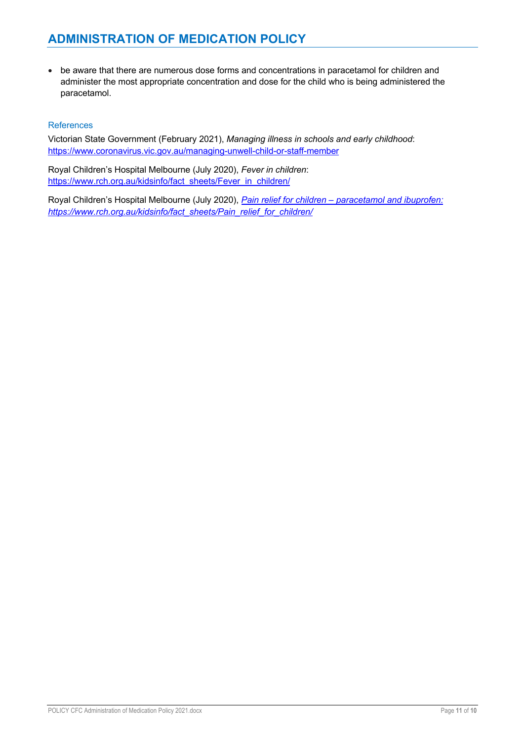- be aware that there are numerous dose forms and concentrations in paracetamol for children and administer the most appropriate concentration and dose for the child who is being administered the paracetamol.

### References

Victorian State Government (February 2021), *Managing illness in schools and early childhood*: https://www.coronavirus.vic.gov.au/managing-unwell-child-or-staff-member

Royal Children's Hospital Melbourne (July 2020), *Fever in children*: https://www.rch.org.au/kidsinfo/fact_sheets/Fever_in_children/

Royal Children's Hospital Melbourne (July 2020), *Pain relief for children – paracetamol and ibuprofen: https://www.rch.org.au/kidsinfo/fact_sheets/Pain_relief_for_children/*